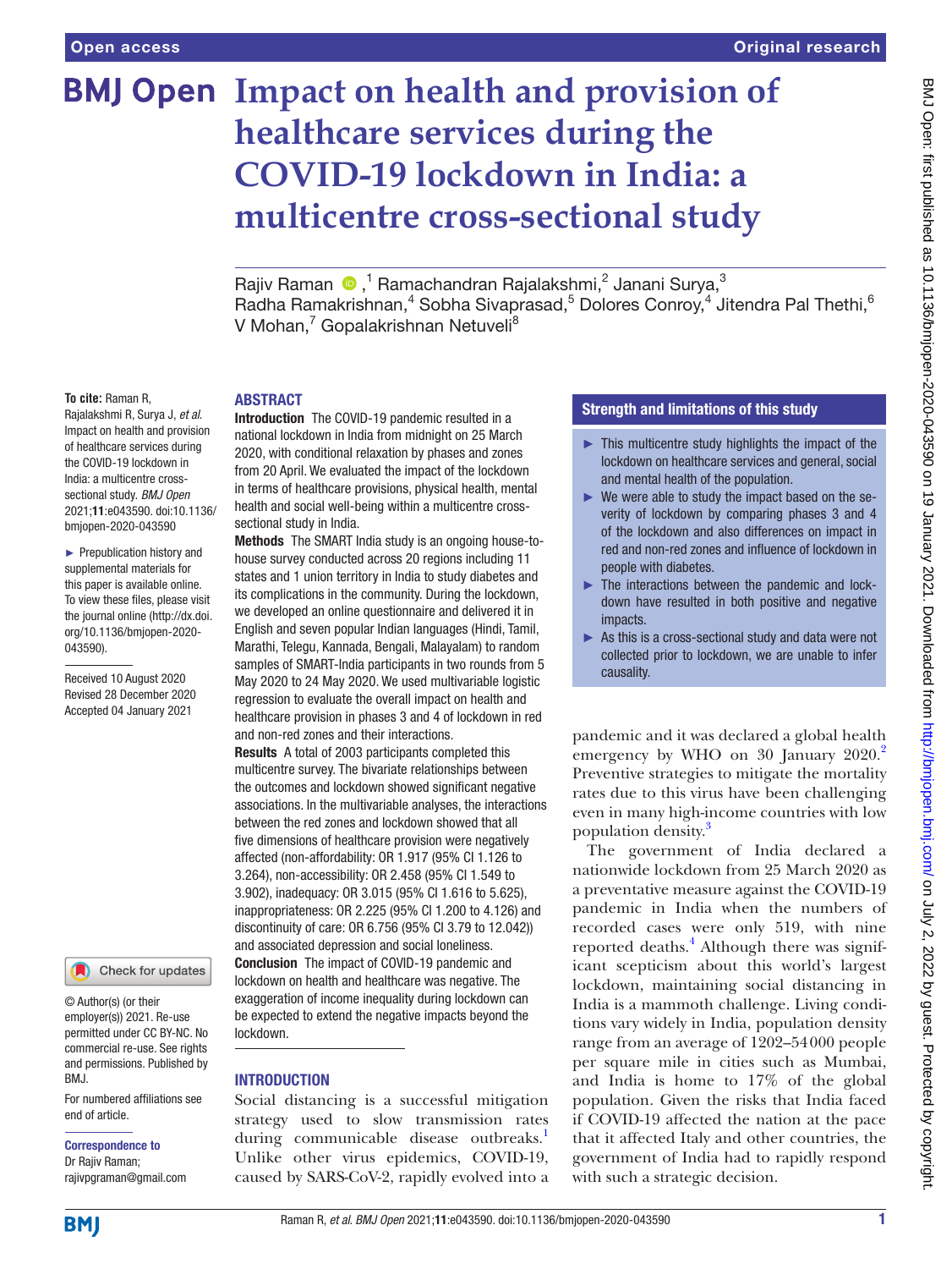Open access

Original research

# Impact on health and provision of healthcare services during the COVID-19 lockdown in India: a multicentre cross-sectional study

Rajiv Raman [1], Ramachandran Rajalakshmi,[2] Janani Surya,[3] Radha Ramakrishnan,[4] Sobha Sivaprasad,[5] Dolores Conroy,[4] Jitendra Pal Thethi,[6] V Mohan,[7] Gopalakrishnan Netuveli[8]

**To cite:** Raman R, Rajalakshmi R, Surya J, *et al*. Impact on health and provision of healthcare services during the COVID-19 lockdown in India: a multicentre cross-sectional study. *BMJ Open* 2021;**11**:e043590. doi:10.1136/bmjopen-2020-043590

► Prepublication history and supplemental materials for this paper is available online. To view these files, please visit the journal online (http://dx.doi.org/10.1136/bmjopen-2020-043590).

Received 10 August 2020
Revised 28 December 2020
Accepted 04 January 2021

© Author(s) (or their employer(s)) 2021. Re-use permitted under CC BY-NC. No commercial re-use. See rights and permissions. Published by BMJ.

For numbered affiliations see end of article.

**Correspondence to**
Dr Rajiv Raman;
rajivpgraman@gmail.com

## ABSTRACT

**Introduction** The COVID-19 pandemic resulted in a national lockdown in India from midnight on 25 March 2020, with conditional relaxation by phases and zones from 20 April. We evaluated the impact of the lockdown in terms of healthcare provisions, physical health, mental health and social well-being within a multicentre cross-sectional study in India.

**Methods** The SMART India study is an ongoing house-to-house survey conducted across 20 regions including 11 states and 1 union territory in India to study diabetes and its complications in the community. During the lockdown, we developed an online questionnaire and delivered it in English and seven popular Indian languages (Hindi, Tamil, Marathi, Telegu, Kannada, Bengali, Malayalam) to random samples of SMART-India participants in two rounds from 5 May 2020 to 24 May 2020. We used multivariable logistic regression to evaluate the overall impact on health and healthcare provision in phases 3 and 4 of lockdown in red and non-red zones and their interactions.

**Results** A total of 2003 participants completed this multicentre survey. The bivariate relationships between the outcomes and lockdown showed significant negative associations. In the multivariable analyses, the interactions between the red zones and lockdown showed that all five dimensions of healthcare provision were negatively affected (non-affordability: OR 1.917 (95% CI 1.126 to 3.264), non-accessibility: OR 2.458 (95% CI 1.549 to 3.902), inadequacy: OR 3.015 (95% CI 1.616 to 5.625), inappropriateness: OR 2.225 (95% CI 1.200 to 4.126) and discontinuity of care: OR 6.756 (95% CI 3.79 to 12.042)) and associated depression and social loneliness.

**Conclusion** The impact of COVID-19 pandemic and lockdown on health and healthcare was negative. The exaggeration of income inequality during lockdown can be expected to extend the negative impacts beyond the lockdown.

## Strength and limitations of this study

- ► This multicentre study highlights the impact of the lockdown on healthcare services and general, social and mental health of the population.
- ► We were able to study the impact based on the severity of lockdown by comparing phases 3 and 4 of the lockdown and also differences on impact in red and non-red zones and influence of lockdown in people with diabetes.
- ► The interactions between the pandemic and lockdown have resulted in both positive and negative impacts.
- ► As this is a cross-sectional study and data were not collected prior to lockdown, we are unable to infer causality.

## INTRODUCTION

Social distancing is a successful mitigation strategy used to slow transmission rates during communicable disease outbreaks.[1] Unlike other virus epidemics, COVID-19, caused by SARS-CoV-2, rapidly evolved into a pandemic and it was declared a global health emergency by WHO on 30 January 2020.[2] Preventive strategies to mitigate the mortality rates due to this virus have been challenging even in many high-income countries with low population density.[3]

The government of India declared a nationwide lockdown from 25 March 2020 as a preventative measure against the COVID-19 pandemic in India when the numbers of recorded cases were only 519, with nine reported deaths.[4] Although there was significant scepticism about this world's largest lockdown, maintaining social distancing in India is a mammoth challenge. Living conditions vary widely in India, population density range from an average of 1202–54000 people per square mile in cities such as Mumbai, and India is home to 17% of the global population. Given the risks that India faced if COVID-19 affected the nation at the pace that it affected Italy and other countries, the government of India had to rapidly respond with such a strategic decision.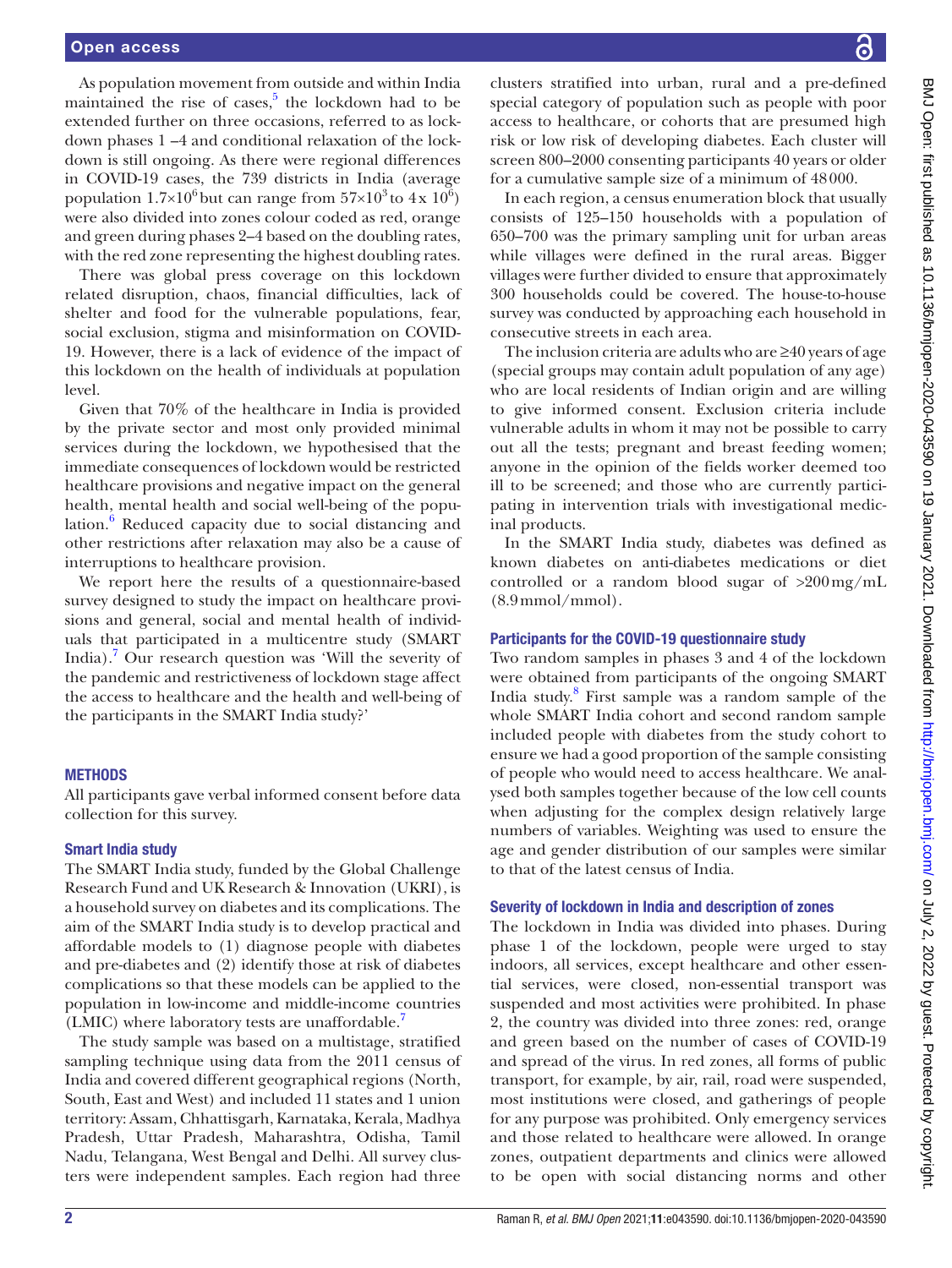As population movement from outside and within India maintained the rise of cases,[5] the lockdown had to be extended further on three occasions, referred to as lockdown phases 1 –4 and conditional relaxation of the lockdown is still ongoing. As there were regional differences in COVID-19 cases, the 739 districts in India (average population $1.7\times10^6$ but can range from $57\times10^3$ to $4\times 10^6$) were also divided into zones colour coded as red, orange and green during phases 2–4 based on the doubling rates, with the red zone representing the highest doubling rates.

There was global press coverage on this lockdown related disruption, chaos, financial difficulties, lack of shelter and food for the vulnerable populations, fear, social exclusion, stigma and misinformation on COVID-19. However, there is a lack of evidence of the impact of this lockdown on the health of individuals at population level.

Given that 70% of the healthcare in India is provided by the private sector and most only provided minimal services during the lockdown, we hypothesised that the immediate consequences of lockdown would be restricted healthcare provisions and negative impact on the general health, mental health and social well-being of the population.[6] Reduced capacity due to social distancing and other restrictions after relaxation may also be a cause of interruptions to healthcare provision.

We report here the results of a questionnaire-based survey designed to study the impact on healthcare provisions and general, social and mental health of individuals that participated in a multicentre study (SMART India).[7] Our research question was 'Will the severity of the pandemic and restrictiveness of lockdown stage affect the access to healthcare and the health and well-being of the participants in the SMART India study?'

## METHODS

All participants gave verbal informed consent before data collection for this survey.

### Smart India study

The SMART India study, funded by the Global Challenge Research Fund and UK Research & Innovation (UKRI), is a household survey on diabetes and its complications. The aim of the SMART India study is to develop practical and affordable models to (1) diagnose people with diabetes and pre-diabetes and (2) identify those at risk of diabetes complications so that these models can be applied to the population in low-income and middle-income countries (LMIC) where laboratory tests are unaffordable.[7]

The study sample was based on a multistage, stratified sampling technique using data from the 2011 census of India and covered different geographical regions (North, South, East and West) and included 11 states and 1 union territory: Assam, Chhattisgarh, Karnataka, Kerala, Madhya Pradesh, Uttar Pradesh, Maharashtra, Odisha, Tamil Nadu, Telangana, West Bengal and Delhi. All survey clusters were independent samples. Each region had three clusters stratified into urban, rural and a pre-defined special category of population such as people with poor access to healthcare, or cohorts that are presumed high risk or low risk of developing diabetes. Each cluster will screen 800–2000 consenting participants 40 years or older for a cumulative sample size of a minimum of 48 000.

In each region, a census enumeration block that usually consists of 125–150 households with a population of 650–700 was the primary sampling unit for urban areas while villages were defined in the rural areas. Bigger villages were further divided to ensure that approximately 300 households could be covered. The house-to-house survey was conducted by approaching each household in consecutive streets in each area.

The inclusion criteria are adults who are ≥40 years of age (special groups may contain adult population of any age) who are local residents of Indian origin and are willing to give informed consent. Exclusion criteria include vulnerable adults in whom it may not be possible to carry out all the tests; pregnant and breast feeding women; anyone in the opinion of the fields worker deemed too ill to be screened; and those who are currently participating in intervention trials with investigational medicinal products.

In the SMART India study, diabetes was defined as known diabetes on anti-diabetes medications or diet controlled or a random blood sugar of >200 mg/mL (8.9 mmol/mmol).

### Participants for the COVID-19 questionnaire study

Two random samples in phases 3 and 4 of the lockdown were obtained from participants of the ongoing SMART India study.[8] First sample was a random sample of the whole SMART India cohort and second random sample included people with diabetes from the study cohort to ensure we had a good proportion of the sample consisting of people who would need to access healthcare. We analysed both samples together because of the low cell counts when adjusting for the complex design relatively large numbers of variables. Weighting was used to ensure the age and gender distribution of our samples were similar to that of the latest census of India.

### Severity of lockdown in India and description of zones

The lockdown in India was divided into phases. During phase 1 of the lockdown, people were urged to stay indoors, all services, except healthcare and other essential services, were closed, non-essential transport was suspended and most activities were prohibited. In phase 2, the country was divided into three zones: red, orange and green based on the number of cases of COVID-19 and spread of the virus. In red zones, all forms of public transport, for example, by air, rail, road were suspended, most institutions were closed, and gatherings of people for any purpose was prohibited. Only emergency services and those related to healthcare were allowed. In orange zones, outpatient departments and clinics were allowed to be open with social distancing norms and other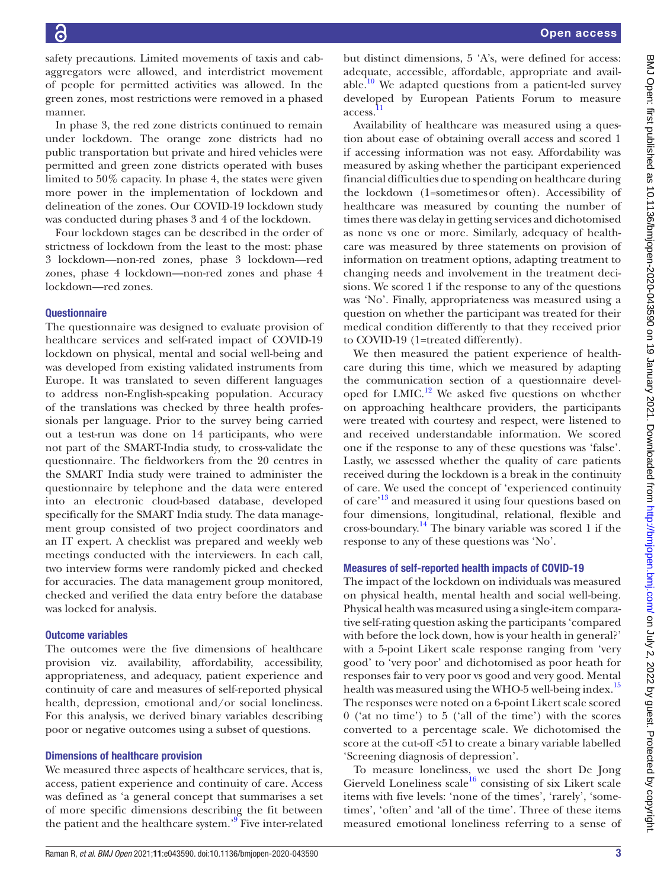safety precautions. Limited movements of taxis and cab-aggregators were allowed, and interdistrict movement of people for permitted activities was allowed. In the green zones, most restrictions were removed in a phased manner.

In phase 3, the red zone districts continued to remain under lockdown. The orange zone districts had no public transportation but private and hired vehicles were permitted and green zone districts operated with buses limited to 50% capacity. In phase 4, the states were given more power in the implementation of lockdown and delineation of the zones. Our COVID-19 lockdown study was conducted during phases 3 and 4 of the lockdown.

Four lockdown stages can be described in the order of strictness of lockdown from the least to the most: phase 3 lockdown—non-red zones, phase 3 lockdown—red zones, phase 4 lockdown—non-red zones and phase 4 lockdown—red zones.

### Questionnaire

The questionnaire was designed to evaluate provision of healthcare services and self-rated impact of COVID-19 lockdown on physical, mental and social well-being and was developed from existing validated instruments from Europe. It was translated to seven different languages to address non-English-speaking population. Accuracy of the translations was checked by three health professionals per language. Prior to the survey being carried out a test-run was done on 14 participants, who were not part of the SMART-India study, to cross-validate the questionnaire. The fieldworkers from the 20 centres in the SMART India study were trained to administer the questionnaire by telephone and the data were entered into an electronic cloud-based database, developed specifically for the SMART India study. The data management group consisted of two project coordinators and an IT expert. A checklist was prepared and weekly web meetings conducted with the interviewers. In each call, two interview forms were randomly picked and checked for accuracies. The data management group monitored, checked and verified the data entry before the database was locked for analysis.

### Outcome variables

The outcomes were the five dimensions of healthcare provision viz. availability, affordability, accessibility, appropriateness, and adequacy, patient experience and continuity of care and measures of self-reported physical health, depression, emotional and/or social loneliness. For this analysis, we derived binary variables describing poor or negative outcomes using a subset of questions.

### Dimensions of healthcare provision

We measured three aspects of healthcare services, that is, access, patient experience and continuity of care. Access was defined as 'a general concept that summarises a set of more specific dimensions describing the fit between the patient and the healthcare system.'[9] Five inter-related but distinct dimensions, 5 'A's, were defined for access: adequate, accessible, affordable, appropriate and available.[10] We adapted questions from a patient-led survey developed by European Patients Forum to measure access.[11]

Availability of healthcare was measured using a question about ease of obtaining overall access and scored 1 if accessing information was not easy. Affordability was measured by asking whether the participant experienced financial difficulties due to spending on healthcare during the lockdown (1=sometimes or often). Accessibility of healthcare was measured by counting the number of times there was delay in getting services and dichotomised as none vs one or more. Similarly, adequacy of healthcare was measured by three statements on provision of information on treatment options, adapting treatment to changing needs and involvement in the treatment decisions. We scored 1 if the response to any of the questions was 'No'. Finally, appropriateness was measured using a question on whether the participant was treated for their medical condition differently to that they received prior to COVID-19 (1=treated differently).

We then measured the patient experience of healthcare during this time, which we measured by adapting the communication section of a questionnaire developed for LMIC.[12] We asked five questions on whether on approaching healthcare providers, the participants were treated with courtesy and respect, were listened to and received understandable information. We scored one if the response to any of these questions was 'false'. Lastly, we assessed whether the quality of care patients received during the lockdown is a break in the continuity of care. We used the concept of 'experienced continuity of care'[13] and measured it using four questions based on four dimensions, longitudinal, relational, flexible and cross-boundary.[14] The binary variable was scored 1 if the response to any of these questions was 'No'.

### Measures of self-reported health impacts of COVID-19

The impact of the lockdown on individuals was measured on physical health, mental health and social well-being. Physical health was measured using a single-item comparative self-rating question asking the participants 'compared with before the lock down, how is your health in general?' with a 5-point Likert scale response ranging from 'very good' to 'very poor' and dichotomised as poor heath for responses fair to very poor vs good and very good. Mental health was measured using the WHO-5 well-being index.[15] The responses were noted on a 6-point Likert scale scored 0 ('at no time') to 5 ('all of the time') with the scores converted to a percentage scale. We dichotomised the score at the cut-off <51 to create a binary variable labelled 'Screening diagnosis of depression'.

To measure loneliness, we used the short De Jong Gierveld Loneliness scale[16] consisting of six Likert scale items with five levels: 'none of the times', 'rarely', 'sometimes', 'often' and 'all of the time'. Three of these items measured emotional loneliness referring to a sense of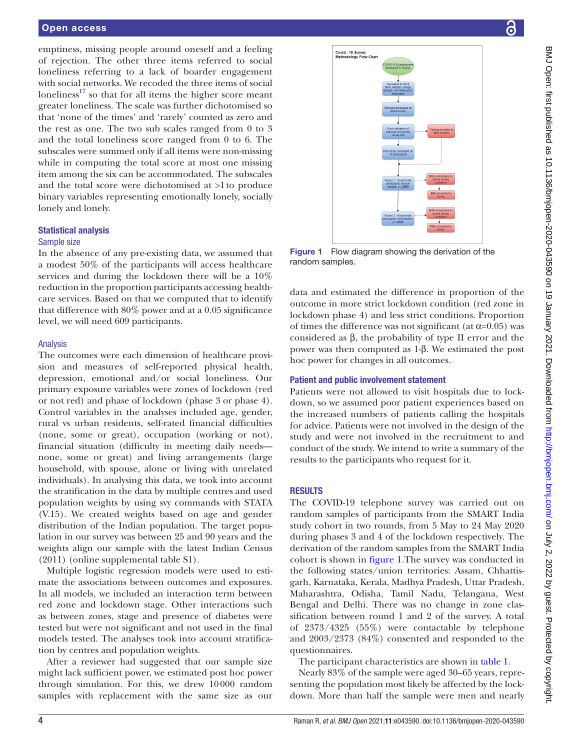emptiness, missing people around oneself and a feeling of rejection. The other three items referred to social loneliness referring to a lack of boarder engagement with social networks. We recoded the three items of social loneliness[17] so that for all items the higher score meant greater loneliness. The scale was further dichotomised so that 'none of the times' and 'rarely' counted as zero and the rest as one. The two sub scales ranged from 0 to 3 and the total loneliness score ranged from 0 to 6. The subscales were summed only if all items were non-missing while in computing the total score at most one missing item among the six can be accommodated. The subscales and the total score were dichotomised at >1 to produce binary variables representing emotionally lonely, socially lonely and lonely.

## Statistical analysis

### Sample size

In the absence of any pre-existing data, we assumed that a modest 50% of the participants will access healthcare services and during the lockdown there will be a 10% reduction in the proportion participants accessing healthcare services. Based on that we computed that to identify that difference with 80% power and at a 0.05 significance level, we will need 609 participants.

### Analysis

The outcomes were each dimension of healthcare provision and measures of self-reported physical health, depression, emotional and/or social loneliness. Our primary exposure variables were zones of lockdown (red or not red) and phase of lockdown (phase 3 or phase 4). Control variables in the analyses included age, gender, rural vs urban residents, self-rated financial difficulties (none, some or great), occupation (working or not), financial situation (difficulty in meeting daily needs—none, some or great) and living arrangements (large household, with spouse, alone or living with unrelated individuals). In analysing this data, we took into account the stratification in the data by multiple centres and used population weights by using svy commands with STATA (V.15). We created weights based on age and gender distribution of the Indian population. The target population in our survey was between 25 and 90 years and the weights align our sample with the latest Indian Census (2011) (online supplemental table S1).

Multiple logistic regression models were used to estimate the associations between outcomes and exposures. In all models, we included an interaction term between red zone and lockdown stage. Other interactions such as between zones, stage and presence of diabetes were tested but were not significant and not used in the final models tested. The analyses took into account stratification by centres and population weights.

After a reviewer had suggested that our sample size might lack sufficient power, we estimated post hoc power through simulation. For this, we drew 10 000 random samples with replacement with the same size as our data and estimated the difference in proportion of the outcome in more strict lockdown condition (red zone in lockdown phase 4) and less strict conditions. Proportion of times the difference was not significant (at $\alpha$=0.05) was considered as $\beta$, the probability of type II error and the power was then computed as 1-$\beta$. We estimated the post hoc power for changes in all outcomes.

Figure 1 Flow diagram showing the derivation of the random samples.

## Patient and public involvement statement

Patients were not allowed to visit hospitals due to lockdown, so we assumed poor patient experiences based on the increased numbers of patients calling the hospitals for advice. Patients were not involved in the design of the study and were not involved in the recruitment to and conduct of the study. We intend to write a summary of the results to the participants who request for it.

# RESULTS

The COVID-19 telephone survey was carried out on random samples of participants from the SMART India study cohort in two rounds, from 5 May to 24 May 2020 during phases 3 and 4 of the lockdown respectively. The derivation of the random samples from the SMART India cohort is shown in figure 1. The survey was conducted in the following states/union territories: Assam, Chhattisgarh, Karnataka, Kerala, Madhya Pradesh, Uttar Pradesh, Maharashtra, Odisha, Tamil Nadu, Telangana, West Bengal and Delhi. There was no change in zone classification between round 1 and 2 of the survey. A total of 2373/4325 (55%) were contactable by telephone and 2003/2373 (84%) consented and responded to the questionnaires.

The participant characteristics are shown in table 1.

Nearly 83% of the sample were aged 30–65 years, representing the population most likely be affected by the lockdown. More than half the sample were men and nearly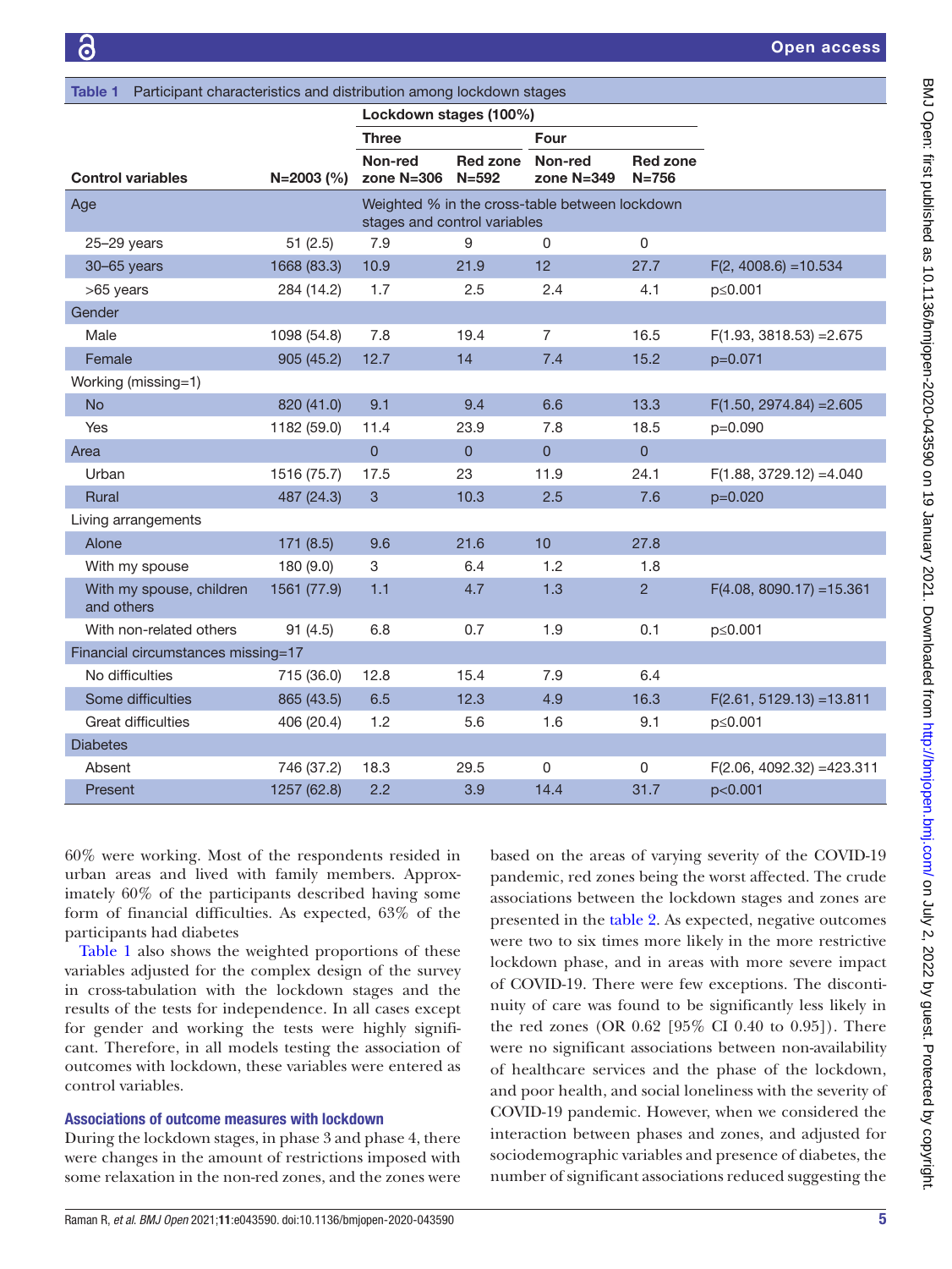Table 1 Participant characteristics and distribution among lockdown stages

| Control variables | N=2003 (%) | Lockdown stages (100%) | | | | |
|---|---|---|---|---|---|---|
| | | Three | | Four | | |
| | | Non-red zone N=306 | Red zone N=592 | Non-red zone N=349 | Red zone N=756 | |
| Age | | Weighted % in the cross-table between lockdown stages and control variables | | | | |
| 25–29 years | 51 (2.5) | 7.9 | 9 | 0 | 0 | |
| 30–65 years | 1668 (83.3) | 10.9 | 21.9 | 12 | 27.7 | $F(2, 4008.6) = 10.534$ |
| >65 years | 284 (14.2) | 1.7 | 2.5 | 2.4 | 4.1 | $p \le 0.001$ |
| Gender | | | | | | |
| Male | 1098 (54.8) | 7.8 | 19.4 | 7 | 16.5 | $F(1.93, 3818.53) = 2.675$ |
| Female | 905 (45.2) | 12.7 | 14 | 7.4 | 15.2 | $p = 0.071$ |
| Working (missing=1) | | | | | | |
| No | 820 (41.0) | 9.1 | 9.4 | 6.6 | 13.3 | $F(1.50, 2974.84) = 2.605$ |
| Yes | 1182 (59.0) | 11.4 | 23.9 | 7.8 | 18.5 | $p = 0.090$ |
| Area | | 0 | 0 | 0 | 0 | |
| Urban | 1516 (75.7) | 17.5 | 23 | 11.9 | 24.1 | $F(1.88, 3729.12) = 4.040$ |
| Rural | 487 (24.3) | 3 | 10.3 | 2.5 | 7.6 | $p = 0.020$ |
| Living arrangements | | | | | | |
| Alone | 171 (8.5) | 9.6 | 21.6 | 10 | 27.8 | |
| With my spouse | 180 (9.0) | 3 | 6.4 | 1.2 | 1.8 | |
| With my spouse, children and others | 1561 (77.9) | 1.1 | 4.7 | 1.3 | 2 | $F(4.08, 8090.17) = 15.361$ |
| With non-related others | 91 (4.5) | 6.8 | 0.7 | 1.9 | 0.1 | $p \le 0.001$ |
| Financial circumstances missing=17 | | | | | | |
| No difficulties | 715 (36.0) | 12.8 | 15.4 | 7.9 | 6.4 | |
| Some difficulties | 865 (43.5) | 6.5 | 12.3 | 4.9 | 16.3 | $F(2.61, 5129.13) = 13.811$ |
| Great difficulties | 406 (20.4) | 1.2 | 5.6 | 1.6 | 9.1 | $p \le 0.001$ |
| Diabetes | | | | | | |
| Absent | 746 (37.2) | 18.3 | 29.5 | 0 | 0 | $F(2.06, 4092.32) = 423.311$ |
| Present | 1257 (62.8) | 2.2 | 3.9 | 14.4 | 31.7 | $p < 0.001$ |

60% were working. Most of the respondents resided in urban areas and lived with family members. Approximately 60% of the participants described having some form of financial difficulties. As expected, 63% of the participants had diabetes

Table 1 also shows the weighted proportions of these variables adjusted for the complex design of the survey in cross-tabulation with the lockdown stages and the results of the tests for independence. In all cases except for gender and working the tests were highly significant. Therefore, in all models testing the association of outcomes with lockdown, these variables were entered as control variables.

### Associations of outcome measures with lockdown

During the lockdown stages, in phase 3 and phase 4, there were changes in the amount of restrictions imposed with some relaxation in the non-red zones, and the zones were based on the areas of varying severity of the COVID-19 pandemic, red zones being the worst affected. The crude associations between the lockdown stages and zones are presented in the table 2. As expected, negative outcomes were two to six times more likely in the more restrictive lockdown phase, and in areas with more severe impact of COVID-19. There were few exceptions. The discontinuity of care was found to be significantly less likely in the red zones (OR 0.62 [95% CI 0.40 to 0.95]). There were no significant associations between non-availability of healthcare services and the phase of the lockdown, and poor health, and social loneliness with the severity of COVID-19 pandemic. However, when we considered the interaction between phases and zones, and adjusted for sociodemographic variables and presence of diabetes, the number of significant associations reduced suggesting the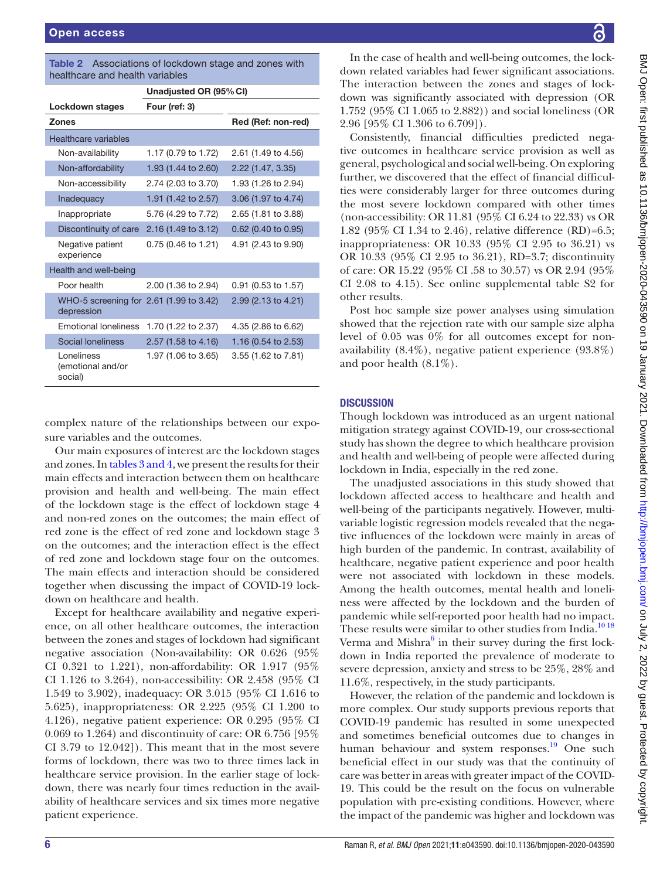**Table 2** Associations of lockdown stage and zones with healthcare and health variables

| | Unadjusted OR (95% CI) | |
|---|---|---|
| **Lockdown stages** | **Four (ref: 3)** | |
| **Zones** | | **Red (Ref: non-red)** |
| Healthcare variables | | |
| Non-availability | 1.17 (0.79 to 1.72) | 2.61 (1.49 to 4.56) |
| Non-affordability | 1.93 (1.44 to 2.60) | 2.22 (1.47, 3.35) |
| Non-accessibility | 2.74 (2.03 to 3.70) | 1.93 (1.26 to 2.94) |
| Inadequacy | 1.91 (1.42 to 2.57) | 3.06 (1.97 to 4.74) |
| Inappropriate | 5.76 (4.29 to 7.72) | 2.65 (1.81 to 3.88) |
| Discontinuity of care | 2.16 (1.49 to 3.12) | 0.62 (0.40 to 0.95) |
| Negative patient experience | 0.75 (0.46 to 1.21) | 4.91 (2.43 to 9.90) |
| Health and well-being | | |
| Poor health | 2.00 (1.36 to 2.94) | 0.91 (0.53 to 1.57) |
| WHO-5 screening for depression | 2.61 (1.99 to 3.42) | 2.99 (2.13 to 4.21) |
| Emotional loneliness | 1.70 (1.22 to 2.37) | 4.35 (2.86 to 6.62) |
| Social loneliness | 2.57 (1.58 to 4.16) | 1.16 (0.54 to 2.53) |
| Loneliness (emotional and/or social) | 1.97 (1.06 to 3.65) | 3.55 (1.62 to 7.81) |

complex nature of the relationships between our exposure variables and the outcomes.

Our main exposures of interest are the lockdown stages and zones. In tables 3 and 4, we present the results for their main effects and interaction between them on healthcare provision and health and well-being. The main effect of the lockdown stage is the effect of lockdown stage 4 and non-red zones on the outcomes; the main effect of red zone is the effect of red zone and lockdown stage 3 on the outcomes; and the interaction effect is the effect of red zone and lockdown stage four on the outcomes. The main effects and interaction should be considered together when discussing the impact of COVID-19 lockdown on healthcare and health.

Except for healthcare availability and negative experience, on all other healthcare outcomes, the interaction between the zones and stages of lockdown had significant negative association (Non-availability: OR 0.626 (95% CI 0.321 to 1.221), non-affordability: OR 1.917 (95% CI 1.126 to 3.264), non-accessibility: OR 2.458 (95% CI 1.549 to 3.902), inadequacy: OR 3.015 (95% CI 1.616 to 5.625), inappropriateness: OR 2.225 (95% CI 1.200 to 4.126), negative patient experience: OR 0.295 (95% CI 0.069 to 1.264) and discontinuity of care: OR 6.756 [95% CI 3.79 to 12.042]). This meant that in the most severe forms of lockdown, there was two to three times lack in healthcare service provision. In the earlier stage of lockdown, there was nearly four times reduction in the availability of healthcare services and six times more negative patient experience.

In the case of health and well-being outcomes, the lockdown related variables had fewer significant associations. The interaction between the zones and stages of lockdown was significantly associated with depression (OR 1.752 (95% CI 1.065 to 2.882)) and social loneliness (OR 2.96 [95% CI 1.306 to 6.709]).

Consistently, financial difficulties predicted negative outcomes in healthcare service provision as well as general, psychological and social well-being. On exploring further, we discovered that the effect of financial difficulties were considerably larger for three outcomes during the most severe lockdown compared with other times (non-accessibility: OR 11.81 (95% CI 6.24 to 22.33) vs OR 1.82 (95% CI 1.34 to 2.46), relative difference (RD)=6.5; inappropriateness: OR 10.33 (95% CI 2.95 to 36.21) vs OR 10.33 (95% CI 2.95 to 36.21), RD=3.7; discontinuity of care: OR 15.22 (95% CI .58 to 30.57) vs OR 2.94 (95% CI 2.08 to 4.15). See online supplemental table S2 for other results.

Post hoc sample size power analyses using simulation showed that the rejection rate with our sample size alpha level of 0.05 was 0% for all outcomes except for non-availability (8.4%), negative patient experience (93.8%) and poor health (8.1%).

## DISCUSSION

Though lockdown was introduced as an urgent national mitigation strategy against COVID-19, our cross-sectional study has shown the degree to which healthcare provision and health and well-being of people were affected during lockdown in India, especially in the red zone.

The unadjusted associations in this study showed that lockdown affected access to healthcare and health and well-being of the participants negatively. However, multivariable logistic regression models revealed that the negative influences of the lockdown were mainly in areas of high burden of the pandemic. In contrast, availability of healthcare, negative patient experience and poor health were not associated with lockdown in these models. Among the health outcomes, mental health and loneliness were affected by the lockdown and the burden of pandemic while self-reported poor health had no impact. These results were similar to other studies from India.[10 18] Verma and Mishra[6] in their survey during the first lockdown in India reported the prevalence of moderate to severe depression, anxiety and stress to be 25%, 28% and 11.6%, respectively, in the study participants.

However, the relation of the pandemic and lockdown is more complex. Our study supports previous reports that COVID-19 pandemic has resulted in some unexpected and sometimes beneficial outcomes due to changes in human behaviour and system responses.[19] One such beneficial effect in our study was that the continuity of care was better in areas with greater impact of the COVID-19. This could be the result on the focus on vulnerable population with pre-existing conditions. However, where the impact of the pandemic was higher and lockdown was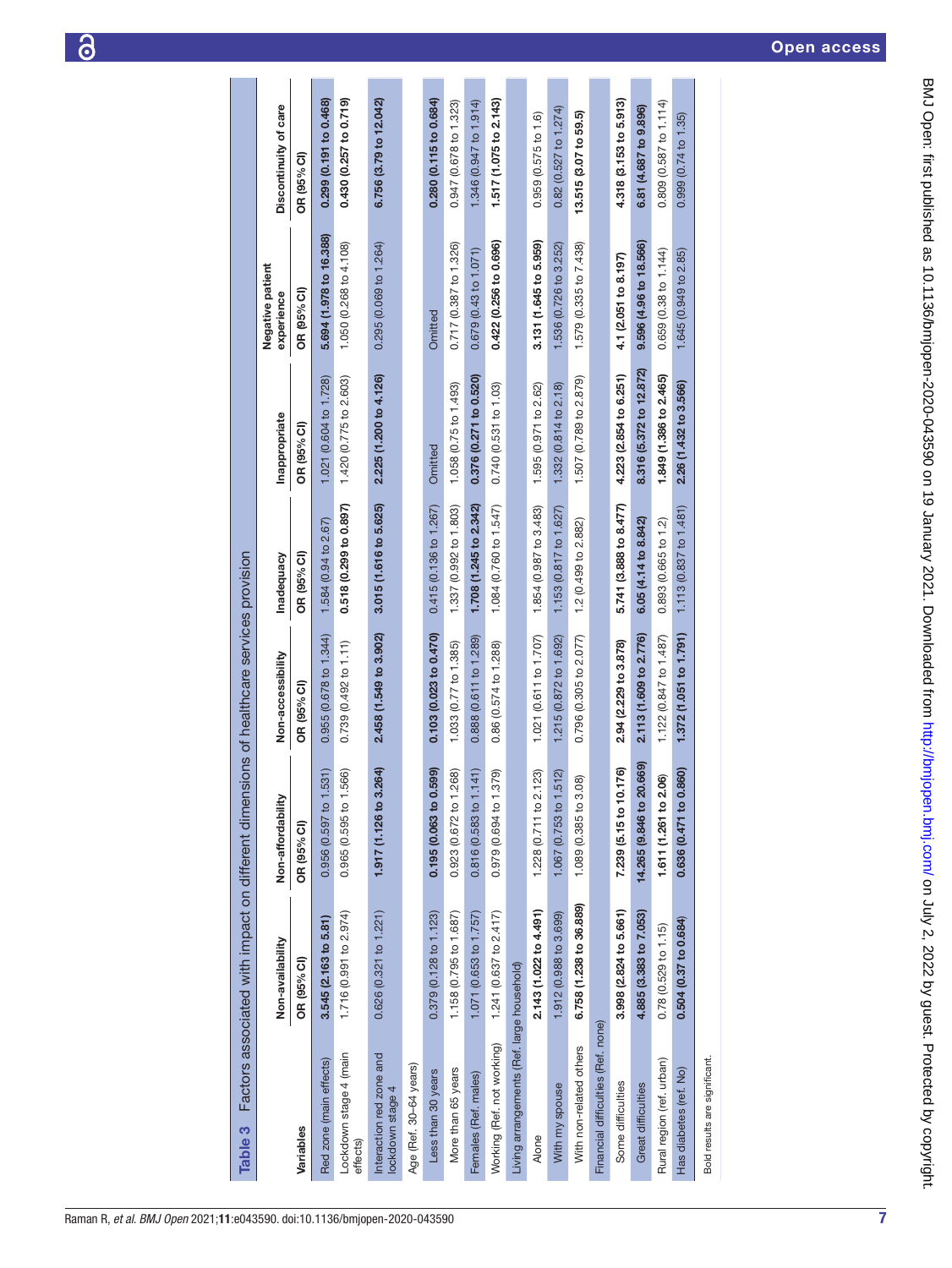**Table 3** Factors associated with impact on different dimensions of healthcare services provision

| Variables | Non-availability OR (95% CI) | Non-affordability OR (95% CI) | Non-accessibility OR (95% CI) | Inadequacy OR (95% CI) | Inappropriate OR (95% CI) | Negative patient experience OR (95% CI) | Discontinuity of care OR (95% CI) |
|---|---|---|---|---|---|---|---|
| Red zone (main effects) | **3.545 (2.163 to 5.81)** | 0.956 (0.597 to 1.531) | 0.955 (0.678 to 1.344) | 1.584 (0.94 to 2.67) | 1.021 (0.604 to 1.728) | **5.694 (1.978 to 16.388)** | **0.299 (0.191 to 0.468)** |
| Lockdown stage 4 (main effects) | 1.716 (0.991 to 2.974) | 0.965 (0.595 to 1.566) | 0.739 (0.492 to 1.11) | **0.518 (0.299 to 0.897)** | 1.420 (0.775 to 2.603) | 1.050 (0.268 to 4.108) | **0.430 (0.257 to 0.719)** |
| Interaction red zone and lockdown stage 4 | 0.626 (0.321 to 1.221) | **1.917 (1.126 to 3.264)** | **2.458 (1.549 to 3.902)** | **3.015 (1.616 to 5.625)** | **2.225 (1.200 to 4.126)** | 0.295 (0.069 to 1.264) | **6.756 (3.79 to 12.042)** |
| Age (Ref. 30–64 years) | | | | | | | |
| Less than 30 years | 0.379 (0.128 to 1.123) | **0.195 (0.063 to 0.599)** | **0.103 (0.023 to 0.470)** | 0.415 (0.136 to 1.267) | Omitted | Omitted | **0.280 (0.115 to 0.684)** |
| More than 65 years | 1.158 (0.795 to 1.687) | 0.923 (0.672 to 1.268) | 1.033 (0.77 to 1.385) | 1.337 (0.992 to 1.803) | 1.058 (0.75 to 1.493) | 0.717 (0.387 to 1.326) | 0.947 (0.678 to 1.323) |
| Females (Ref. males) | 1.071 (0.653 to 1.757) | 0.816 (0.583 to 1.141) | 0.888 (0.611 to 1.289) | **1.708 (1.245 to 2.342)** | **0.376 (0.271 to 0.520)** | 0.679 (0.43 to 1.071) | 1.346 (0.947 to 1.914) |
| Working (Ref. not working) | 1.241 (0.637 to 2.417) | 0.979 (0.694 to 1.379) | 0.86 (0.574 to 1.288) | 1.084 (0.760 to 1.547) | 0.740 (0.531 to 1.03) | **0.422 (0.256 to 0.696)** | **1.517 (1.075 to 2.143)** |
| Living arrangements (Ref. large household) | | | | | | | |
| Alone | **2.143 (1.022 to 4.491)** | 1.228 (0.711 to 2.123) | 1.021 (0.611 to 1.707) | 1.854 (0.987 to 3.483) | 1.595 (0.971 to 2.62) | **3.131 (1.645 to 5.959)** | 0.959 (0.575 to 1.6) |
| With my spouse | 1.912 (0.988 to 3.699) | 1.067 (0.753 to 1.512) | 1.215 (0.872 to 1.692) | 1.153 (0.817 to 1.627) | 1.332 (0.814 to 2.18) | 1.536 (0.726 to 3.252) | 0.82 (0.527 to 1.274) |
| With non-related others | **6.758 (1.238 to 36.889)** | 1.089 (0.385 to 3.08) | 0.796 (0.305 to 2.077) | 1.2 (0.499 to 2.882) | 1.507 (0.789 to 2.879) | 1.579 (0.335 to 7.438) | **13.515 (3.07 to 59.5)** |
| Financial difficulties (Ref. none) | | | | | | | |
| Some difficulties | **3.998 (2.824 to 5.661)** | **7.239 (5.15 to 10.176)** | **2.94 (2.229 to 3.878)** | **5.741 (3.888 to 8.477)** | **4.223 (2.854 to 6.251)** | **4.1 (2.051 to 8.197)** | **4.318 (3.153 to 5.913)** |
| Great difficulties | **4.885 (3.383 to 7.053)** | **14.265 (9.846 to 20.669)** | **2.113 (1.609 to 2.776)** | **6.05 (4.14 to 8.842)** | **8.316 (5.372 to 12.872)** | **9.596 (4.96 to 18.566)** | **6.81 (4.687 to 9.896)** |
| Rural region (ref. urban) | 0.78 (0.529 to 1.15) | **1.611 (1.261 to 2.06)** | 1.122 (0.847 to 1.487) | 0.893 (0.665 to 1.2) | **1.849 (1.386 to 2.465)** | 0.659 (0.38 to 1.144) | 0.809 (0.587 to 1.114) |
| Has diabetes (ref. No) | **0.504 (0.37 to 0.684)** | **0.636 (0.471 to 0.860)** | **1.372 (1.051 to 1.791)** | 1.113 (0.837 to 1.481) | **2.26 (1.432 to 3.566)** | 1.645 (0.949 to 2.85) | 0.999 (0.74 to 1.35) |

Bold results are significant.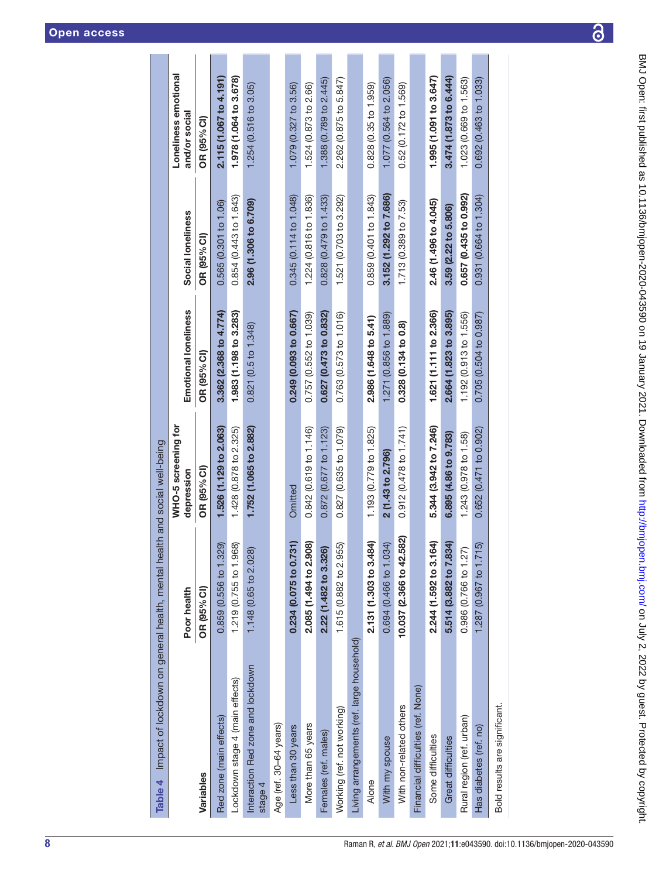**Table 4** Impact of lockdown on general health, mental health and social well-being

| Variables | Poor health | WHO-5 screening for depression | Emotional loneliness | Social loneliness | Loneliness emotional and/or social |
|---|---|---|---|---|---|
| | OR (95% CI) | OR (95% CI) | OR (95% CI) | OR (95% CI) | OR (95% CI) |
| Red zone (main effects) | 0.859 (0.556 to 1.329) | **1.526 (1.129 to 2.063)** | **3.362 (2.368 to 4.774)** | 0.565 (0.301 to 1.06) | **2.115 (1.067 to 4.191)** |
| Lockdown stage 4 (main effects) | 1.219 (0.755 to 1.968) | 1.428 (0.878 to 2.325) | **1.983 (1.198 to 3.283)** | 0.854 (0.443 to 1.643) | **1.978 (1.064 to 3.678)** |
| Interaction Red zone and lockdown stage 4 | 1.148 (0.65 to 2.028) | **1.752 (1.065 to 2.882)** | 0.821 (0.5 to 1.348) | **2.96 (1.306 to 6.709)** | 1.254 (0.516 to 3.05) |
| Age (ref. 30–64 years) | | | | | |
| Less than 30 years | **0.234 (0.075 to 0.731)** | Omitted | **0.249 (0.093 to 0.667)** | 0.345 (0.114 to 1.048) | 1.079 (0.327 to 3.56) |
| More than 65 years | **2.085 (1.494 to 2.908)** | 0.842 (0.619 to 1.146) | 0.757 (0.552 to 1.039) | 1.224 (0.816 to 1.836) | 1.524 (0.873 to 2.66) |
| Females (ref. males) | **2.22 (1.482 to 3.326)** | 0.872 (0.677 to 1.123) | **0.627 (0.473 to 0.832)** | 0.828 (0.479 to 1.433) | 1.388 (0.789 to 2.445) |
| Working (ref. not working) | 1.615 (0.882 to 2.955) | 0.827 (0.635 to 1.079) | 0.763 (0.573 to 1.016) | 1.521 (0.703 to 3.292) | 2.262 (0.875 to 5.847) |
| Living arrangements (ref. large household) | | | | | |
| Alone | **2.131 (1.303 to 3.484)** | 1.193 (0.779 to 1.825) | **2.986 (1.648 to 5.41)** | 0.859 (0.401 to 1.843) | 0.828 (0.35 to 1.959) |
| With my spouse | 0.694 (0.466 to 1.034) | **2 (1.43 to 2.796)** | 1.271 (0.856 to 1.889) | **3.152 (1.292 to 7.686)** | 1.077 (0.564 to 2.056) |
| With non-related others | **10.037 (2.366 to 42.582)** | 0.912 (0.478 to 1.741) | **0.328 (0.134 to 0.8)** | 1.713 (0.389 to 7.53) | 0.52 (0.172 to 1.569) |
| Financial difficulties (ref. None) | | | | | |
| Some difficulties | **2.244 (1.592 to 3.164)** | **5.344 (3.942 to 7.246)** | **1.621 (1.111 to 2.366)** | **2.46 (1.496 to 4.045)** | **1.995 (1.091 to 3.647)** |
| Great difficulties | **5.514 (3.882 to 7.834)** | **6.895 (4.86 to 9.783)** | **2.664 (1.823 to 3.895)** | **3.59 (2.22 to 5.806)** | **3.474 (1.873 to 6.444)** |
| Rural region (ref. urban) | 0.986 (0.766 to 1.27) | 1.243 (0.978 to 1.58) | 1.192 (0.913 to 1.556) | **0.657 (0.435 to 0.992)** | 1.023 (0.669 to 1.563) |
| Has diabetes (ref. no) | 1.287 (0.967 to 1.715) | 0.652 (0.471 to 0.902) | 0.705 (0.504 to 0.987) | 0.931 (0.664 to 1.304) | 0.692 (0.463 to 1.033) |

Bold results are significant.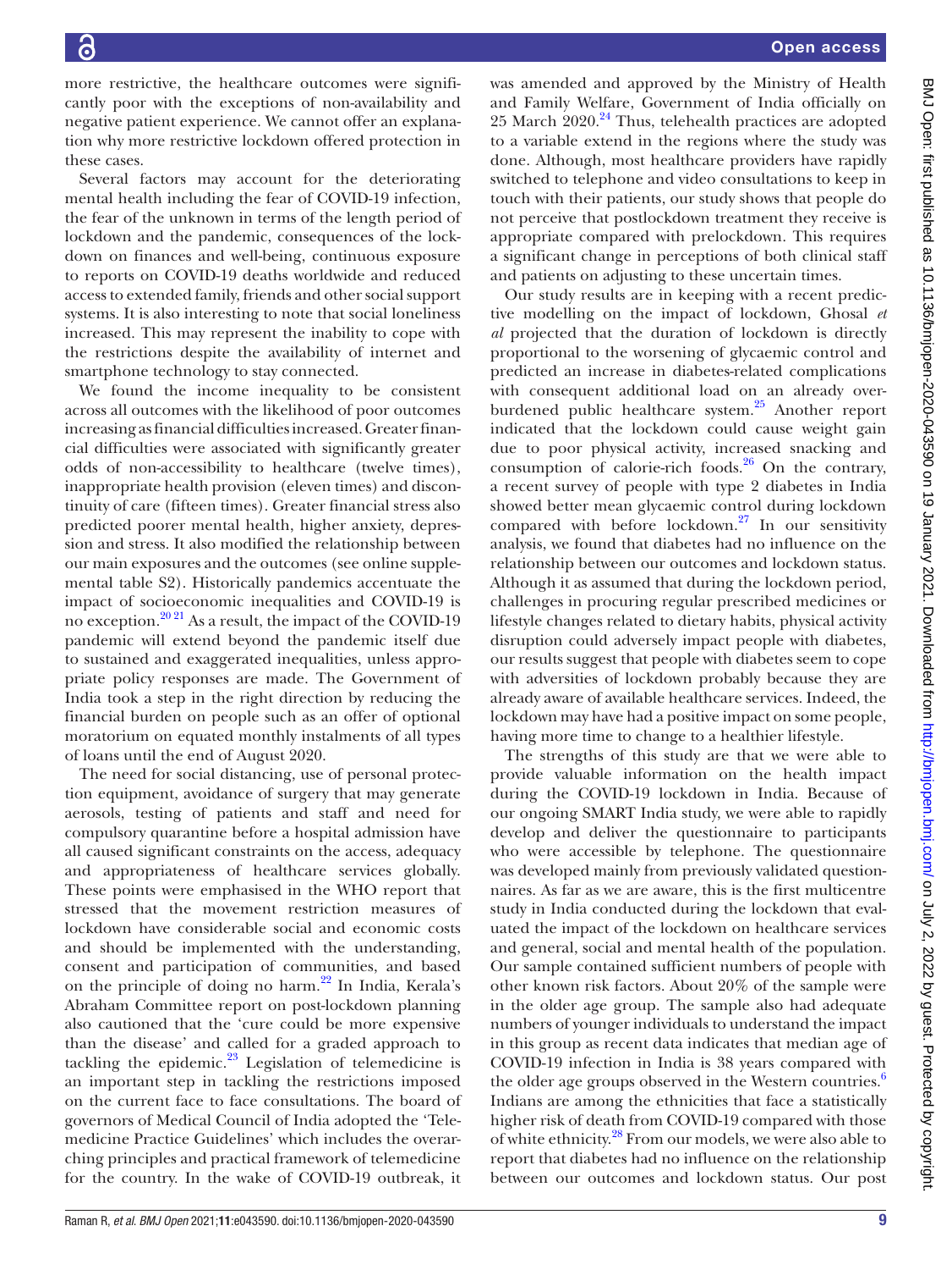more restrictive, the healthcare outcomes were significantly poor with the exceptions of non-availability and negative patient experience. We cannot offer an explanation why more restrictive lockdown offered protection in these cases.

Several factors may account for the deteriorating mental health including the fear of COVID-19 infection, the fear of the unknown in terms of the length period of lockdown and the pandemic, consequences of the lockdown on finances and well-being, continuous exposure to reports on COVID-19 deaths worldwide and reduced access to extended family, friends and other social support systems. It is also interesting to note that social loneliness increased. This may represent the inability to cope with the restrictions despite the availability of internet and smartphone technology to stay connected.

We found the income inequality to be consistent across all outcomes with the likelihood of poor outcomes increasing as financial difficulties increased. Greater financial difficulties were associated with significantly greater odds of non-accessibility to healthcare (twelve times), inappropriate health provision (eleven times) and discontinuity of care (fifteen times). Greater financial stress also predicted poorer mental health, higher anxiety, depression and stress. It also modified the relationship between our main exposures and the outcomes (see online supplemental table S2). Historically pandemics accentuate the impact of socioeconomic inequalities and COVID-19 is no exception.[20 21] As a result, the impact of the COVID-19 pandemic will extend beyond the pandemic itself due to sustained and exaggerated inequalities, unless appropriate policy responses are made. The Government of India took a step in the right direction by reducing the financial burden on people such as an offer of optional moratorium on equated monthly instalments of all types of loans until the end of August 2020.

The need for social distancing, use of personal protection equipment, avoidance of surgery that may generate aerosols, testing of patients and staff and need for compulsory quarantine before a hospital admission have all caused significant constraints on the access, adequacy and appropriateness of healthcare services globally. These points were emphasised in the WHO report that stressed that the movement restriction measures of lockdown have considerable social and economic costs and should be implemented with the understanding, consent and participation of communities, and based on the principle of doing no harm.[22] In India, Kerala's Abraham Committee report on post-lockdown planning also cautioned that the 'cure could be more expensive than the disease' and called for a graded approach to tackling the epidemic.[23] Legislation of telemedicine is an important step in tackling the restrictions imposed on the current face to face consultations. The board of governors of Medical Council of India adopted the 'Telemedicine Practice Guidelines' which includes the overarching principles and practical framework of telemedicine for the country. In the wake of COVID-19 outbreak, it was amended and approved by the Ministry of Health and Family Welfare, Government of India officially on 25 March 2020.[24] Thus, telehealth practices are adopted to a variable extend in the regions where the study was done. Although, most healthcare providers have rapidly switched to telephone and video consultations to keep in touch with their patients, our study shows that people do not perceive that postlockdown treatment they receive is appropriate compared with prelockdown. This requires a significant change in perceptions of both clinical staff and patients on adjusting to these uncertain times.

Our study results are in keeping with a recent predictive modelling on the impact of lockdown, Ghosal *et al* projected that the duration of lockdown is directly proportional to the worsening of glycaemic control and predicted an increase in diabetes-related complications with consequent additional load on an already overburdened public healthcare system.[25] Another report indicated that the lockdown could cause weight gain due to poor physical activity, increased snacking and consumption of calorie-rich foods.[26] On the contrary, a recent survey of people with type 2 diabetes in India showed better mean glycaemic control during lockdown compared with before lockdown.[27] In our sensitivity analysis, we found that diabetes had no influence on the relationship between our outcomes and lockdown status. Although it as assumed that during the lockdown period, challenges in procuring regular prescribed medicines or lifestyle changes related to dietary habits, physical activity disruption could adversely impact people with diabetes, our results suggest that people with diabetes seem to cope with adversities of lockdown probably because they are already aware of available healthcare services. Indeed, the lockdown may have had a positive impact on some people, having more time to change to a healthier lifestyle.

The strengths of this study are that we were able to provide valuable information on the health impact during the COVID-19 lockdown in India. Because of our ongoing SMART India study, we were able to rapidly develop and deliver the questionnaire to participants who were accessible by telephone. The questionnaire was developed mainly from previously validated questionnaires. As far as we are aware, this is the first multicentre study in India conducted during the lockdown that evaluated the impact of the lockdown on healthcare services and general, social and mental health of the population. Our sample contained sufficient numbers of people with other known risk factors. About 20% of the sample were in the older age group. The sample also had adequate numbers of younger individuals to understand the impact in this group as recent data indicates that median age of COVID-19 infection in India is 38 years compared with the older age groups observed in the Western countries.[6] Indians are among the ethnicities that face a statistically higher risk of death from COVID-19 compared with those of white ethnicity.[28] From our models, we were also able to report that diabetes had no influence on the relationship between our outcomes and lockdown status. Our post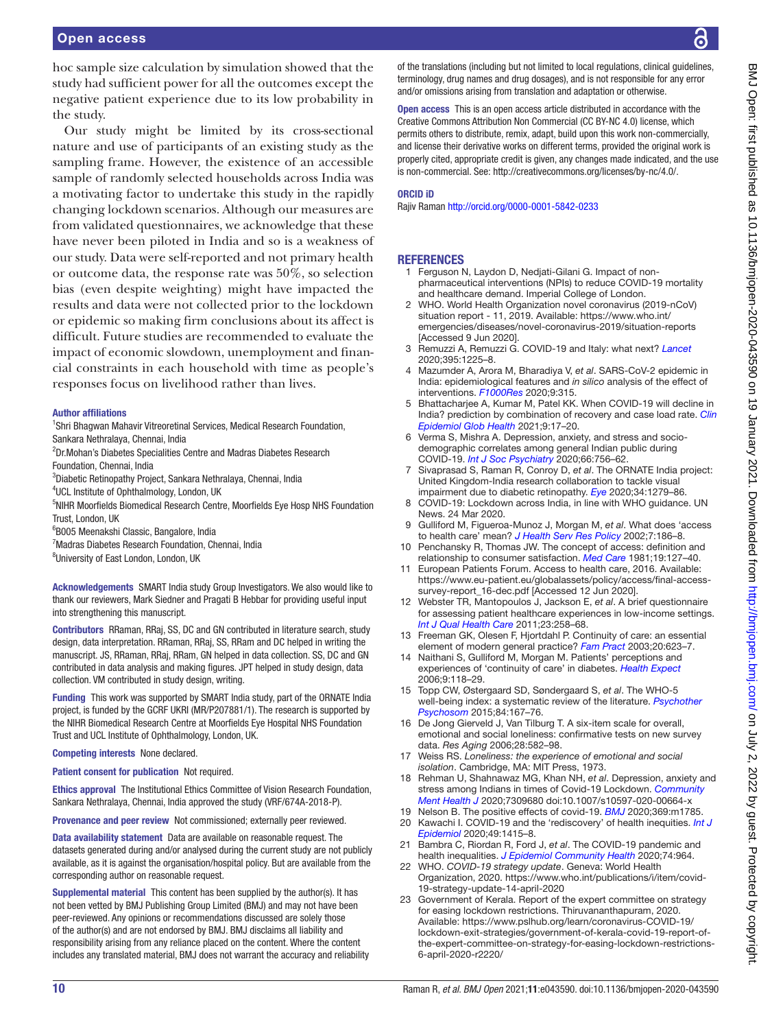hoc sample size calculation by simulation showed that the study had sufficient power for all the outcomes except the negative patient experience due to its low probability in the study.

Our study might be limited by its cross-sectional nature and use of participants of an existing study as the sampling frame. However, the existence of an accessible sample of randomly selected households across India was a motivating factor to undertake this study in the rapidly changing lockdown scenarios. Although our measures are from validated questionnaires, we acknowledge that these have never been piloted in India and so is a weakness of our study. Data were self-reported and not primary health or outcome data, the response rate was 50%, so selection bias (even despite weighting) might have impacted the results and data were not collected prior to the lockdown or epidemic so making firm conclusions about its affect is difficult. Future studies are recommended to evaluate the impact of economic slowdown, unemployment and financial constraints in each household with time as people's responses focus on livelihood rather than lives.

**Author affiliations**

[1]Shri Bhagwan Mahavir Vitreoretinal Services, Medical Research Foundation, Sankara Nethralaya, Chennai, India
[2]Dr.Mohan's Diabetes Specialities Centre and Madras Diabetes Research Foundation, Chennai, India
[3]Diabetic Retinopathy Project, Sankara Nethralaya, Chennai, India
[4]UCL Institute of Ophthalmology, London, UK
[5]NIHR Moorfields Biomedical Research Centre, Moorfields Eye Hosp NHS Foundation Trust, London, UK
[6]B005 Meenakshi Classic, Bangalore, India
[7]Madras Diabetes Research Foundation, Chennai, India
[8]University of East London, London, UK

**Acknowledgements** SMART India study Group Investigators. We also would like to thank our reviewers, Mark Siedner and Pragati B Hebbar for providing useful input into strengthening this manuscript.

**Contributors** RRaman, RRaj, SS, DC and GN contributed in literature search, study design, data interpretation. RRaman, RRaj, SS, RRam and DC helped in writing the manuscript. JS, RRaman, RRaj, RRam, GN helped in data collection. SS, DC and GN contributed in data analysis and making figures. JPT helped in study design, data collection. VM contributed in study design, writing.

**Funding** This work was supported by SMART India study, part of the ORNATE India project, is funded by the GCRF UKRI (MR/P207881/1). The research is supported by the NIHR Biomedical Research Centre at Moorfields Eye Hospital NHS Foundation Trust and UCL Institute of Ophthalmology, London, UK.

**Competing interests** None declared.

**Patient consent for publication** Not required.

**Ethics approval** The Institutional Ethics Committee of Vision Research Foundation, Sankara Nethralaya, Chennai, India approved the study (VRF/674A-2018-P).

**Provenance and peer review** Not commissioned; externally peer reviewed.

**Data availability statement** Data are available on reasonable request. The datasets generated during and/or analysed during the current study are not publicly available, as it is against the organisation/hospital policy. But are available from the corresponding author on reasonable request.

**Supplemental material** This content has been supplied by the author(s). It has not been vetted by BMJ Publishing Group Limited (BMJ) and may not have been peer-reviewed. Any opinions or recommendations discussed are solely those of the author(s) and are not endorsed by BMJ. BMJ disclaims all liability and responsibility arising from any reliance placed on the content. Where the content includes any translated material, BMJ does not warrant the accuracy and reliability of the translations (including but not limited to local regulations, clinical guidelines, terminology, drug names and drug dosages), and is not responsible for any error and/or omissions arising from translation and adaptation or otherwise.

**Open access** This is an open access article distributed in accordance with the Creative Commons Attribution Non Commercial (CC BY-NC 4.0) license, which permits others to distribute, remix, adapt, build upon this work non-commercially, and license their derivative works on different terms, provided the original work is properly cited, appropriate credit is given, any changes made indicated, and the use is non-commercial. See: http://creativecommons.org/licenses/by-nc/4.0/.

**ORCID iD**

Rajiv Raman http://orcid.org/0000-0001-5842-0233

## REFERENCES

1. Ferguson N, Laydon D, Nedjati-Gilani G. Impact of non-pharmaceutical interventions (NPIs) to reduce COVID-19 mortality and healthcare demand. Imperial College of London.
2. WHO. World Health Organization novel coronavirus (2019-nCoV) situation report - 11, 2019. Available: https://www.who.int/emergencies/diseases/novel-coronavirus-2019/situation-reports [Accessed 9 Jun 2020].
3. Remuzzi A, Remuzzi G. COVID-19 and Italy: what next? *Lancet* 2020;395:1225–8.
4. Mazumder A, Arora M, Bharadiya V, *et al*. SARS-CoV-2 epidemic in India: epidemiological features and *in silico* analysis of the effect of interventions. *F1000Res* 2020;9:315.
5. Bhattacharjee A, Kumar M, Patel KK. When COVID-19 will decline in India? prediction by combination of recovery and case load rate. *Clin Epidemiol Glob Health* 2021;9:17–20.
6. Verma S, Mishra A. Depression, anxiety, and stress and socio-demographic correlates among general Indian public during COVID-19. *Int J Soc Psychiatry* 2020;66:756–62.
7. Sivaprasad S, Raman R, Conroy D, *et al*. The ORNATE India project: United Kingdom-India research collaboration to tackle visual impairment due to diabetic retinopathy. *Eye* 2020;34:1279–86.
8. COVID-19: Lockdown across India, in line with WHO guidance. UN News. 24 Mar 2020.
9. Gulliford M, Figueroa-Munoz J, Morgan M, *et al*. What does 'access to health care' mean? *J Health Serv Res Policy* 2002;7:186–8.
10. Penchansky R, Thomas JW. The concept of access: definition and relationship to consumer satisfaction. *Med Care* 1981;19:127–40.
11. European Patients Forum. Access to health care, 2016. Available: https://www.eu-patient.eu/globalassets/policy/access/final-access-survey-report_16-dec.pdf [Accessed 12 Jun 2020].
12. Webster TR, Mantopoulos J, Jackson E, *et al*. A brief questionnaire for assessing patient healthcare experiences in low-income settings. *Int J Qual Health Care* 2011;23:258–68.
13. Freeman GK, Olesen F, Hjortdahl P. Continuity of care: an essential element of modern general practice? *Fam Pract* 2003;20:623–7.
14. Naithani S, Gulliford M, Morgan M. Patients' perceptions and experiences of 'continuity of care' in diabetes. *Health Expect* 2006;9:118–29.
15. Topp CW, Østergaard SD, Søndergaard S, *et al*. The WHO-5 well-being index: a systematic review of the literature. *Psychother Psychosom* 2015;84:167–76.
16. De Jong Gierveld J, Van Tilburg T. A six-item scale for overall, emotional and social loneliness: confirmative tests on new survey data. *Res Aging* 2006;28:582–98.
17. Weiss RS. *Loneliness: the experience of emotional and social isolation*. Cambridge, MA: MIT Press, 1973.
18. Rehman U, Shahnawaz MG, Khan NH, *et al*. Depression, anxiety and stress among Indians in times of Covid-19 Lockdown. *Community Ment Health J* 2020;7309680 doi:10.1007/s10597-020-00664-x
19. Nelson B. The positive effects of covid-19. *BMJ* 2020;369:m1785.
20. Kawachi I. COVID-19 and the 'rediscovery' of health inequities. *Int J Epidemiol* 2020;49:1415–8.
21. Bambra C, Riordan R, Ford J, *et al*. The COVID-19 pandemic and health inequalities. *J Epidemiol Community Health* 2020;74:964.
22. WHO. *COVID-19 strategy update*. Geneva: World Health Organization, 2020. https://www.who.int/publications/i/item/covid-19-strategy-update-14-april-2020
23. Government of Kerala. Report of the expert committee on strategy for easing lockdown restrictions. Thiruvananthapuram, 2020. Available: https://www.pslhub.org/learn/coronavirus-COVID-19/lockdown-exit-strategies/government-of-kerala-covid-19-report-of-the-expert-committee-on-strategy-for-easing-lockdown-restrictions-6-april-2020-r2220/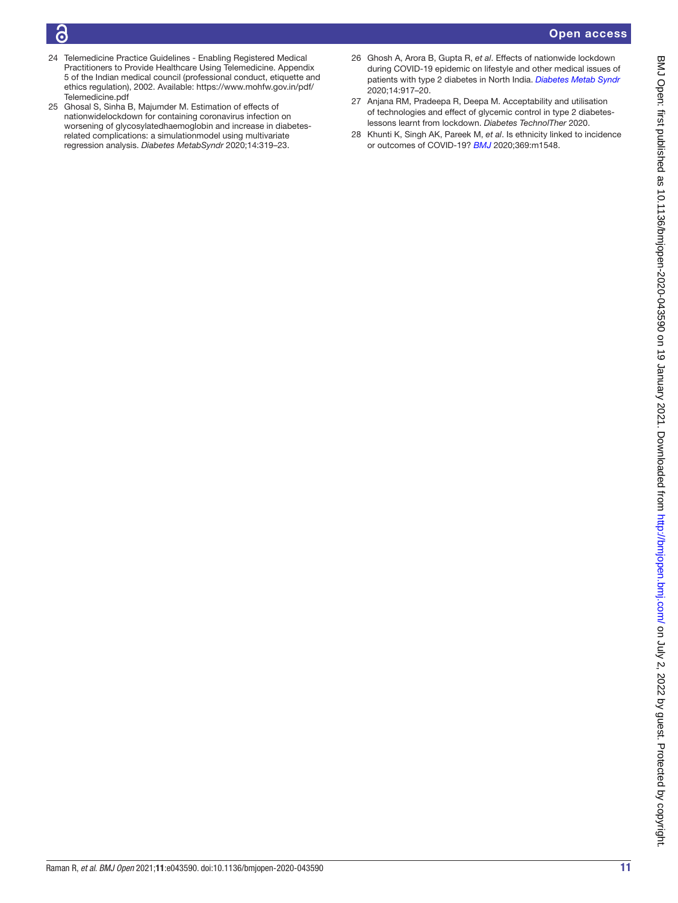24 Telemedicine Practice Guidelines - Enabling Registered Medical Practitioners to Provide Healthcare Using Telemedicine. Appendix 5 of the Indian medical council (professional conduct, etiquette and ethics regulation), 2002. Available: https://www.mohfw.gov.in/pdf/Telemedicine.pdf

25 Ghosal S, Sinha B, Majumder M. Estimation of effects of nationwidelockdown for containing coronavirus infection on worsening of glycosylatedhaemoglobin and increase in diabetes-related complications: a simulationmodel using multivariate regression analysis. *Diabetes MetabSyndr* 2020;14:319–23.

26 Ghosh A, Arora B, Gupta R, *et al*. Effects of nationwide lockdown during COVID-19 epidemic on lifestyle and other medical issues of patients with type 2 diabetes in North India. *Diabetes Metab Syndr* 2020;14:917–20.

27 Anjana RM, Pradeepa R, Deepa M. Acceptability and utilisation of technologies and effect of glycemic control in type 2 diabetes-lessons learnt from lockdown. *Diabetes TechnolTher* 2020.

28 Khunti K, Singh AK, Pareek M, *et al*. Is ethnicity linked to incidence or outcomes of COVID-19? *BMJ* 2020;369:m1548.